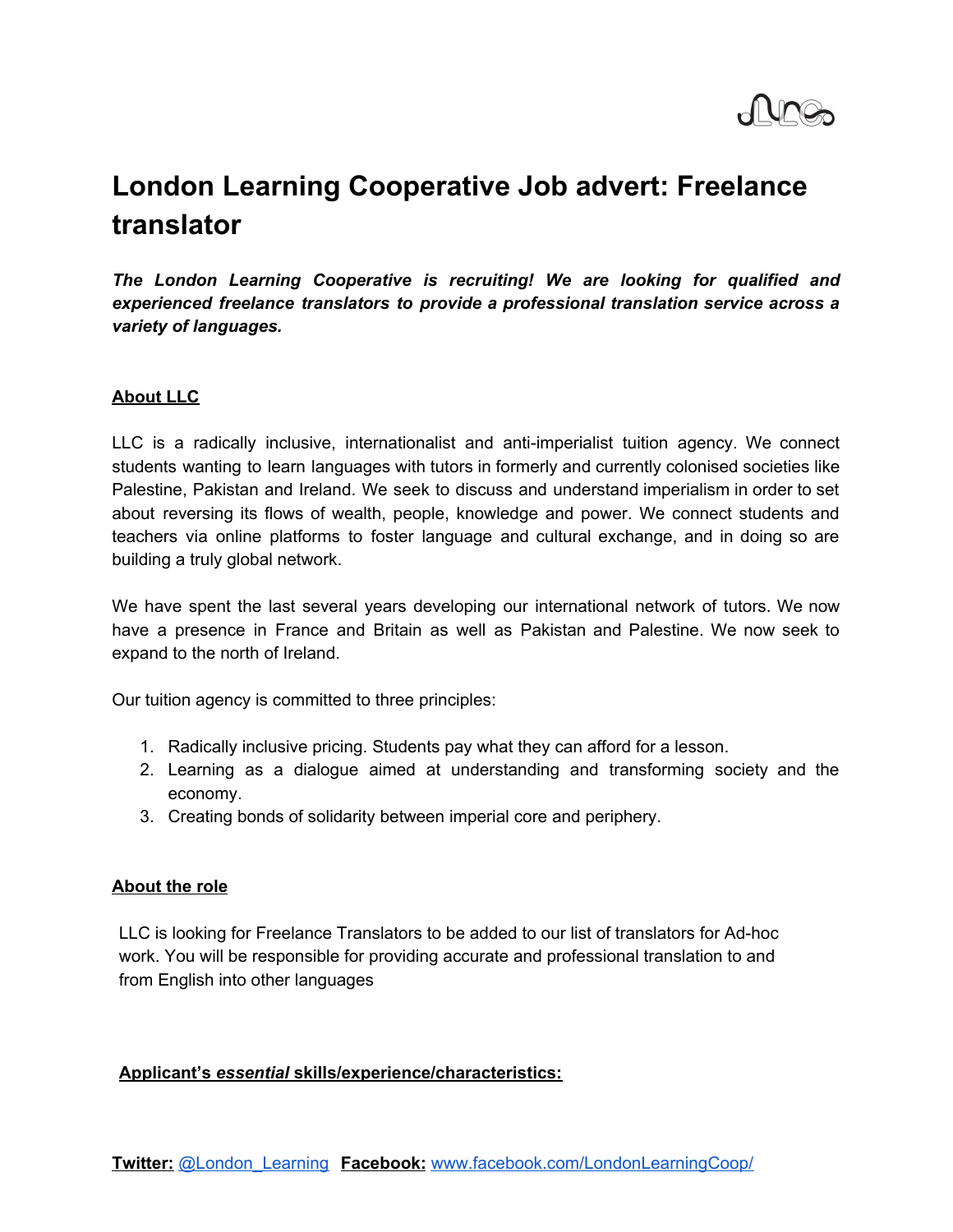# London Learning Cooperative Job advert: Freelance translator

***The London Learning Cooperative is recruiting! We are looking for qualified and experienced freelance translators to provide a professional translation service across a variety of languages.***

## About LLC

LLC is a radically inclusive, internationalist and anti-imperialist tuition agency. We connect students wanting to learn languages with tutors in formerly and currently colonised societies like Palestine, Pakistan and Ireland. We seek to discuss and understand imperialism in order to set about reversing its flows of wealth, people, knowledge and power. We connect students and teachers via online platforms to foster language and cultural exchange, and in doing so are building a truly global network.

We have spent the last several years developing our international network of tutors. We now have a presence in France and Britain as well as Pakistan and Palestine. We now seek to expand to the north of Ireland.

Our tuition agency is committed to three principles:

1. Radically inclusive pricing. Students pay what they can afford for a lesson.
2. Learning as a dialogue aimed at understanding and transforming society and the economy.
3. Creating bonds of solidarity between imperial core and periphery.

## About the role

LLC is looking for Freelance Translators to be added to our list of translators for Ad-hoc work. You will be responsible for providing accurate and professional translation to and from English into other languages

## Applicant's *essential* skills/experience/characteristics:

**Twitter:** @London_Learning **Facebook:** www.facebook.com/LondonLearningCoop/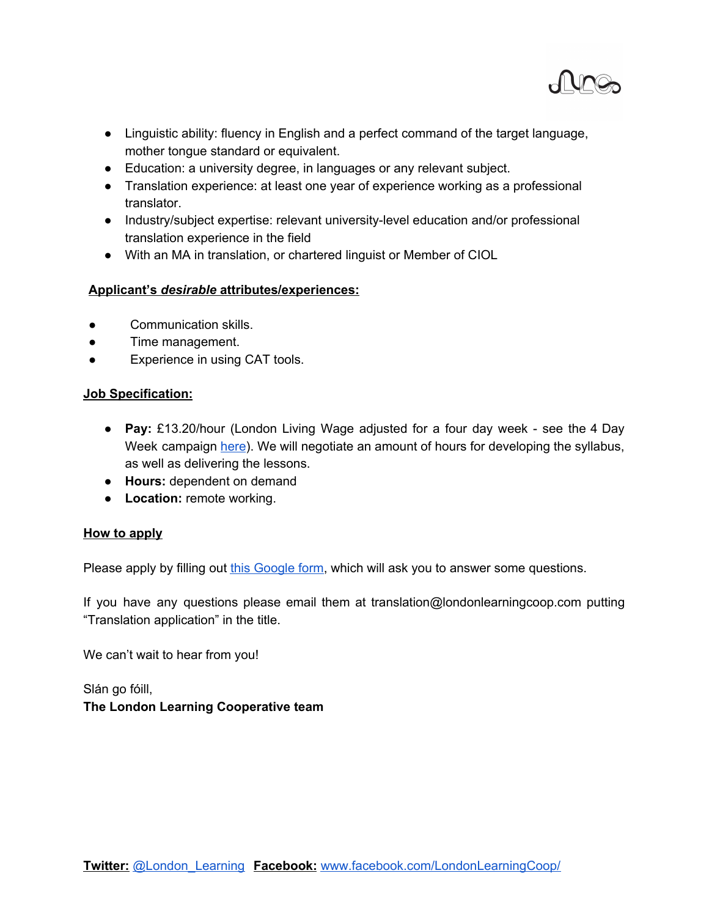- Linguistic ability: fluency in English and a perfect command of the target language, mother tongue standard or equivalent.
- Education: a university degree, in languages or any relevant subject.
- Translation experience: at least one year of experience working as a professional translator.
- Industry/subject expertise: relevant university-level education and/or professional translation experience in the field
- With an MA in translation, or chartered linguist or Member of CIOL

**Applicant's *desirable* attributes/experiences:**

- Communication skills.
- Time management.
- Experience in using CAT tools.

**Job Specification:**

- **Pay:** £13.20/hour (London Living Wage adjusted for a four day week - see the 4 Day Week campaign here). We will negotiate an amount of hours for developing the syllabus, as well as delivering the lessons.
- **Hours:** dependent on demand
- **Location:** remote working.

**How to apply**

Please apply by filling out this Google form, which will ask you to answer some questions.

If you have any questions please email them at translation@londonlearningcoop.com putting "Translation application" in the title.

We can't wait to hear from you!

Slán go fóill,
**The London Learning Cooperative team**

**Twitter:** @London_Learning **Facebook:** www.facebook.com/LondonLearningCoop/